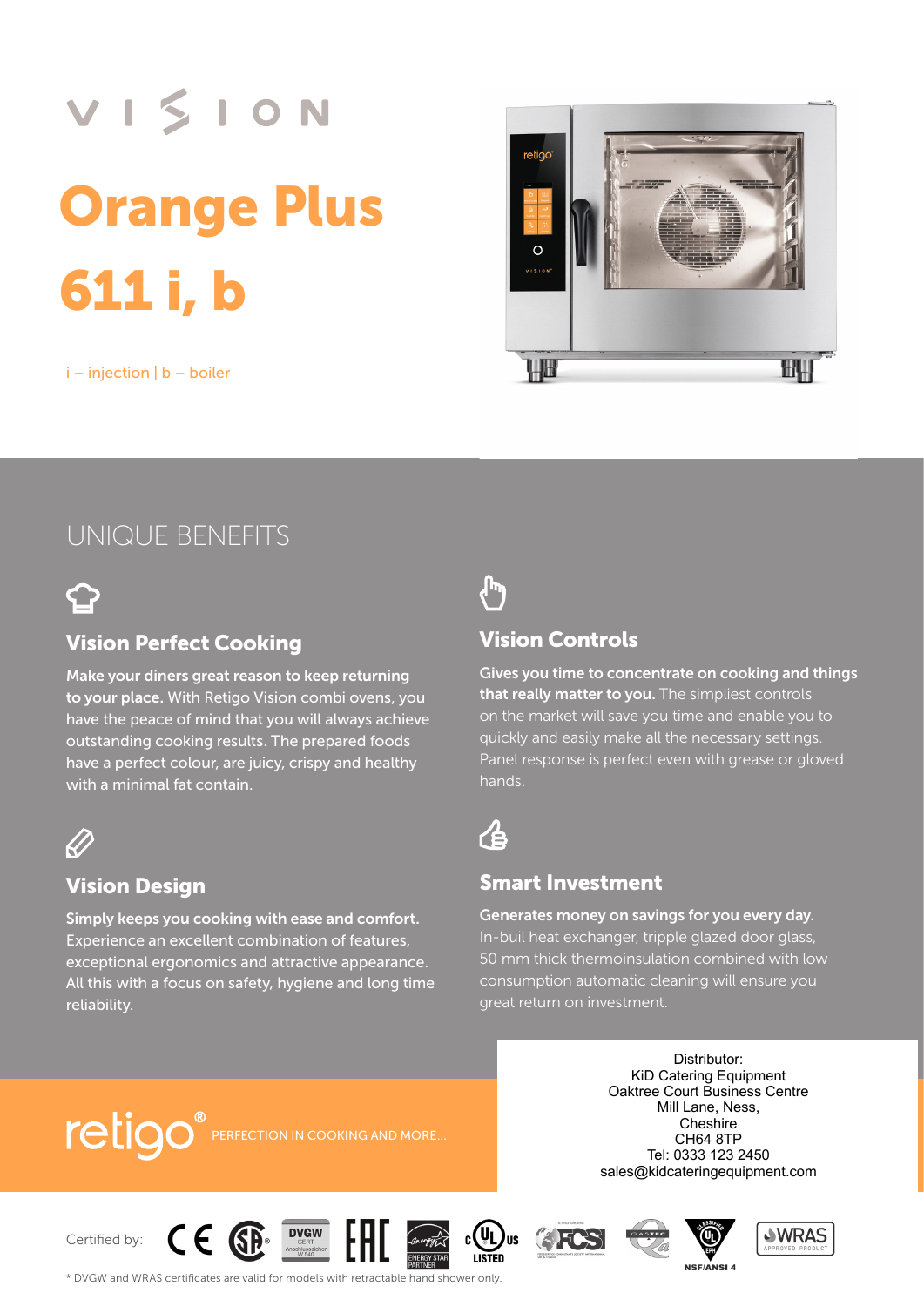VISION

# Orange Plus

# 611 i, b

i – injection | b – boiler

## UNIQUE BENEFITS

### Vision Perfect Cooking

**Make your diners great reason to keep returning to your place.** With Retigo Vision combi ovens, you have the peace of mind that you will always achieve outstanding cooking results. The prepared foods have a perfect colour, are juicy, crispy and healthy with a minimal fat contain.

### Vision Controls

**Gives you time to concentrate on cooking and things that really matter to you.** The simpliest controls on the market will save you time and enable you to quickly and easily make all the necessary settings. Panel response is perfect even with grease or gloved hands.

### Vision Design

**Simply keeps you cooking with ease and comfort.** Experience an excellent combination of features, exceptional ergonomics and attractive appearance. All this with a focus on safety, hygiene and long time reliability.

### Smart Investment

**Generates money on savings for you every day.** In-buil heat exchanger, tripple glazed door glass, 50 mm thick thermoinsulation combined with low consumption automatic cleaning will ensure you great return on investment.

retigo® PERFECTION IN COOKING AND MORE...

Distributor:
KiD Catering Equipment
Oaktree Court Business Centre
Mill Lane, Ness,
Cheshire
CH64 8TP
Tel: 0333 123 2450
sales@kidcateringequipment.com

Certified by: CE, CSA, DVGW, EAC, ENERGY STAR PARTNER, cULus LISTED, FCSI, GASTEC QA, UL EPH NSF/ANSI 4, WRAS APPROVED PRODUCT

* DVGW and WRAS certificates are valid for models with retractable hand shower only.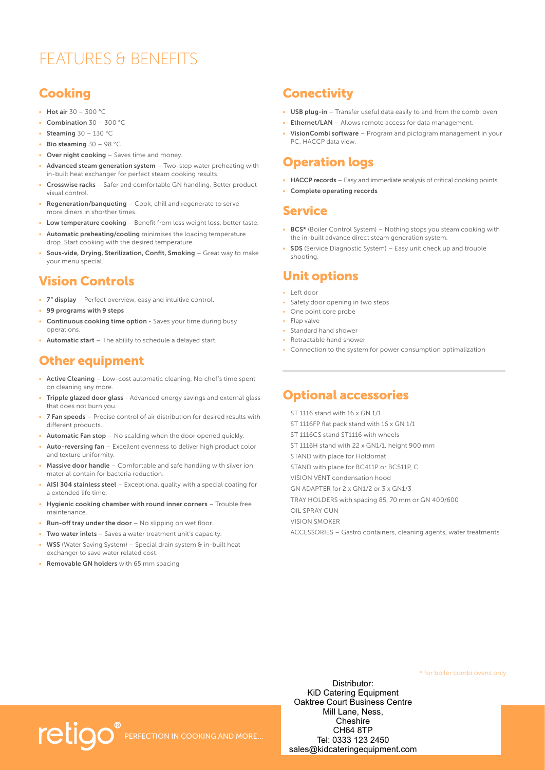# FEATURES & BENEFITS

## Cooking

- **Hot air** 30 – 300 °C
- **Combination** 30 – 300 °C
- **Steaming** 30 – 130 °C
- **Bio steaming** 30 – 98 °C
- **Over night cooking** – Saves time and money.
- **Advanced steam generation system** – Two-step water preheating with in-built heat exchanger for perfect steam cooking results.
- **Crosswise racks** – Safer and comfortable GN handling. Better product visual control.
- **Regeneration/banqueting** – Cook, chill and regenerate to serve more diners in shorther times.
- **Low temperature cooking** – Benefit from less weight loss, better taste.
- **Automatic preheating/cooling** minimises the loading temperature drop. Start cooking with the desired temperature.
- **Sous-vide, Drying, Sterilization, Confit, Smoking** – Great way to make your menu special.

## Vision Controls

- **7" display** – Perfect overview, easy and intuitive control.
- **99 programs with 9 steps**
- **Continuous cooking time option** - Saves your time during busy operations.
- **Automatic start** – The ability to schedule a delayed start.

## Other equipment

- **Active Cleaning** – Low-cost automatic cleaning. No chef's time spent on cleaning any more.
- **Tripple glazed door glass** - Advanced energy savings and external glass that does not burn you.
- **7 Fan speeds** – Precise control of air distribution for desired results with different products.
- **Automatic Fan stop** – No scalding when the door opened quickly.
- **Auto-reversing fan** – Excellent evenness to deliver high product color and texture uniformity.
- **Massive door handle** – Comfortable and safe handling with silver ion material contain for bacteria reduction.
- **AISI 304 stainless steel** – Exceptional quality with a special coating for a extended life time.
- **Hygienic cooking chamber with round inner corners** – Trouble free maintenance.
- **Run-off tray under the door** – No slipping on wet floor.
- **Two water inlets** – Saves a water treatment unit's capacity.
- **WSS** (Water Saving System) – Special drain system & in-built heat exchanger to save water related cost.
- **Removable GN holders** with 65 mm spacing

## Conectivity

- **USB plug-in** – Transfer useful data easily to and from the combi oven.
- **Ethernet/LAN** – Allows remote access for data management.
- **VisionCombi software** – Program and pictogram management in your PC, HACCP data view.

## Operation logs

- **HACCP records** – Easy and immediate analysis of critical cooking points.
- **Complete operating records**

## Service

- **BCS*** (Boiler Control System) – Nothing stops you steam cooking with the in-built advance direct steam generation system.
- **SDS** (Service Diagnostic System) – Easy unit check up and trouble shooting.

## Unit options

- Left door
- Safety door opening in two steps
- One point core probe
- Flap valve
- Standard hand shower
- Retractable hand shower
- Connection to the system for power consumption optimalization

## Optional accessories

ST 1116 stand with 16 x GN 1/1
ST 1116FP flat pack stand with 16 x GN 1/1
ST 1116CS stand ST1116 with wheels
ST 1116H stand with 22 x GN1/1, height 900 mm
STAND with place for Holdomat
STAND with place for BC411P or BC511P, C
VISION VENT condensation hood
GN ADAPTER for 2 x GN1/2 or 3 x GN1/3
TRAY HOLDERS with spacing 85, 70 mm or GN 400/600
OIL SPRAY GUN
VISION SMOKER
ACCESSORIES – Gastro containers, cleaning agents, water treatments

\* for boiler combi ovens only

Distributor:
KiD Catering Equipment
Oaktree Court Business Centre
Mill Lane, Ness,
Cheshire
CH64 8TP
Tel: 0333 123 2450
sales@kidcateringequipment.com

retigo® PERFECTION IN COOKING AND MORE...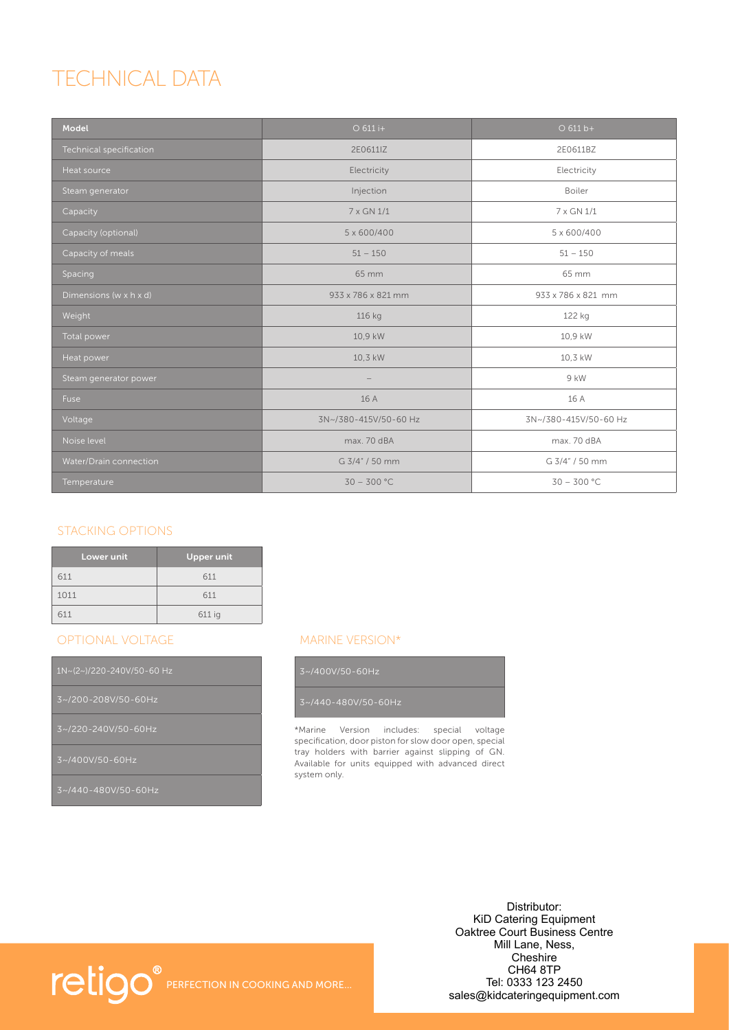# TECHNICAL DATA

| Model | O 611 i+ | O 611 b+ |
|---|---|---|
| Technical specification | 2E0611IZ | 2E0611BZ |
| Heat source | Electricity | Electricity |
| Steam generator | Injection | Boiler |
| Capacity | 7 x GN 1/1 | 7 x GN 1/1 |
| Capacity (optional) | 5 x 600/400 | 5 x 600/400 |
| Capacity of meals | 51 – 150 | 51 – 150 |
| Spacing | 65 mm | 65 mm |
| Dimensions (w x h x d) | 933 x 786 x 821 mm | 933 x 786 x 821 mm |
| Weight | 116 kg | 122 kg |
| Total power | 10,9 kW | 10,9 kW |
| Heat power | 10,3 kW | 10,3 kW |
| Steam generator power | – | 9 kW |
| Fuse | 16 A | 16 A |
| Voltage | 3N~/380-415V/50-60 Hz | 3N~/380-415V/50-60 Hz |
| Noise level | max. 70 dBA | max. 70 dBA |
| Water/Drain connection | G 3/4" / 50 mm | G 3/4" / 50 mm |
| Temperature | 30 – 300 °C | 30 – 300 °C |

## STACKING OPTIONS

| Lower unit | Upper unit |
|---|---|
| 611 | 611 |
| 1011 | 611 |
| 611 | 611 ig |

## OPTIONAL VOLTAGE

| |
|---|
| 1N~(2~)/220-240V/50-60 Hz |
| 3~/200-208V/50-60Hz |
| 3~/220-240V/50-60Hz |
| 3~/400V/50-60Hz |
| 3~/440-480V/50-60Hz |

## MARINE VERSION*

| |
|---|
| 3~/400V/50-60Hz |
| 3~/440-480V/50-60Hz |

*Marine Version includes: special voltage specification, door piston for slow door open, special tray holders with barrier against slipping of GN. Available for units equipped with advanced direct system only.

retigo® PERFECTION IN COOKING AND MORE...

Distributor:
KiD Catering Equipment
Oaktree Court Business Centre
Mill Lane, Ness,
Cheshire
CH64 8TP
Tel: 0333 123 2450
sales@kidcateringequipment.com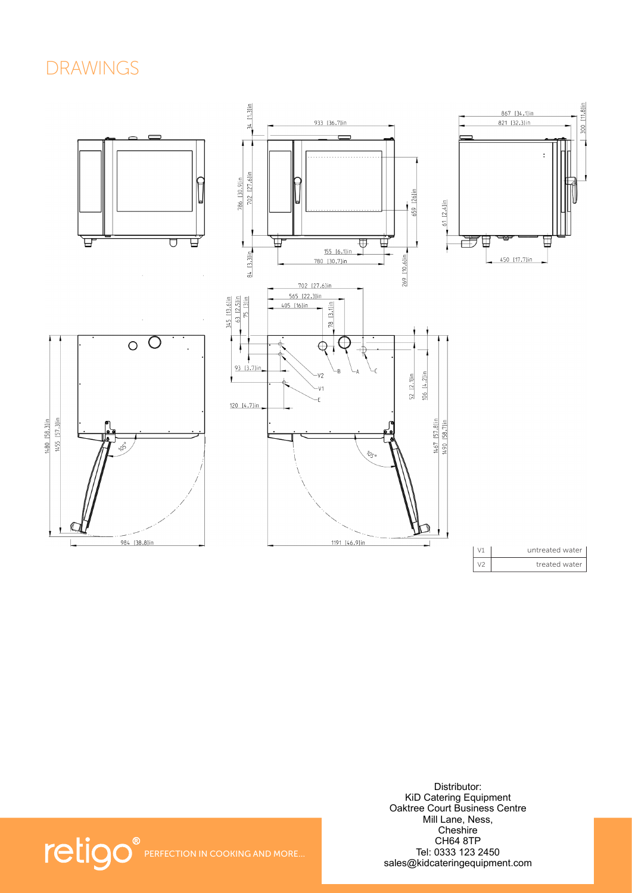# DRAWINGS

933 [36.7]in

34 [1.3]in

786 [30.9]in

702 [27.6]in

659 [26]in

84 [3.3]in

155 [6.1]in

780 [30.7]in

269 [10.6]in

867 [34.1]in

821 [32.3]in

300 [11.8]in

61 [2.4]in

450 [17.7]in

702 [27.6]in

565 [22.3]in

405 [16]in

345 [13.6]in

63 [2.5]in

75 [3]in

78 [3.1]in

93 [3.7]in

120 [4.7]in

52 [2.1]in

106 [4.2]in

V2

V1

E

B

A

C

1480 [58.3]in

1455 [57.3]in

105°

984 [38.8]in

105°

1191 [46.9]in

1467 [57.8]in

1490 [58.7]in

| | |
|---|---|
| V1 | untreated water |
| V2 | treated water |

Distributor:
KiD Catering Equipment
Oaktree Court Business Centre
Mill Lane, Ness,
Cheshire
CH64 8TP
Tel: 0333 123 2450
sales@kidcateringequipment.com

retigo® PERFECTION IN COOKING AND MORE...